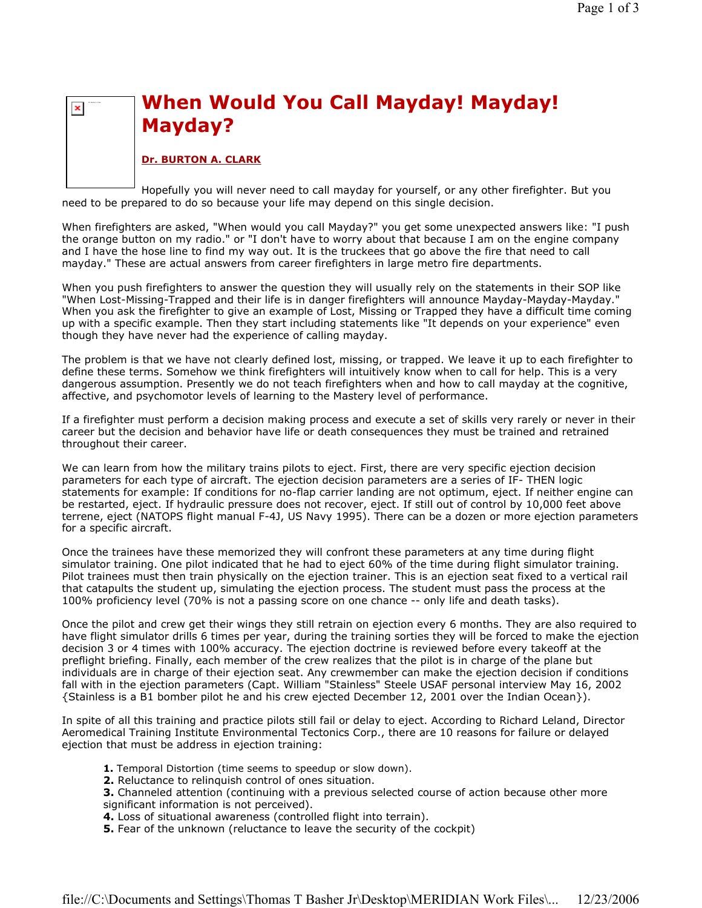# When Would You Call Mayday! Mayday! Mayday?

**Dr. BURTON A. CLARK**

Hopefully you will never need to call mayday for yourself, or any other firefighter. But you need to be prepared to do so because your life may depend on this single decision.

When firefighters are asked, "When would you call Mayday?" you get some unexpected answers like: "I push the orange button on my radio." or "I don't have to worry about that because I am on the engine company and I have the hose line to find my way out. It is the truckees that go above the fire that need to call mayday." These are actual answers from career firefighters in large metro fire departments.

When you push firefighters to answer the question they will usually rely on the statements in their SOP like "When Lost-Missing-Trapped and their life is in danger firefighters will announce Mayday-Mayday-Mayday." When you ask the firefighter to give an example of Lost, Missing or Trapped they have a difficult time coming up with a specific example. Then they start including statements like "It depends on your experience" even though they have never had the experience of calling mayday.

The problem is that we have not clearly defined lost, missing, or trapped. We leave it up to each firefighter to define these terms. Somehow we think firefighters will intuitively know when to call for help. This is a very dangerous assumption. Presently we do not teach firefighters when and how to call mayday at the cognitive, affective, and psychomotor levels of learning to the Mastery level of performance.

If a firefighter must perform a decision making process and execute a set of skills very rarely or never in their career but the decision and behavior have life or death consequences they must be trained and retrained throughout their career.

We can learn from how the military trains pilots to eject. First, there are very specific ejection decision parameters for each type of aircraft. The ejection decision parameters are a series of IF- THEN logic statements for example: If conditions for no-flap carrier landing are not optimum, eject. If neither engine can be restarted, eject. If hydraulic pressure does not recover, eject. If still out of control by 10,000 feet above terrene, eject (NATOPS flight manual F-4J, US Navy 1995). There can be a dozen or more ejection parameters for a specific aircraft.

Once the trainees have these memorized they will confront these parameters at any time during flight simulator training. One pilot indicated that he had to eject 60% of the time during flight simulator training. Pilot trainees must then train physically on the ejection trainer. This is an ejection seat fixed to a vertical rail that catapults the student up, simulating the ejection process. The student must pass the process at the 100% proficiency level (70% is not a passing score on one chance -- only life and death tasks).

Once the pilot and crew get their wings they still retrain on ejection every 6 months. They are also required to have flight simulator drills 6 times per year, during the training sorties they will be forced to make the ejection decision 3 or 4 times with 100% accuracy. The ejection doctrine is reviewed before every takeoff at the preflight briefing. Finally, each member of the crew realizes that the pilot is in charge of the plane but individuals are in charge of their ejection seat. Any crewmember can make the ejection decision if conditions fall with in the ejection parameters (Capt. William "Stainless" Steele USAF personal interview May 16, 2002 {Stainless is a B1 bomber pilot he and his crew ejected December 12, 2001 over the Indian Ocean}).

In spite of all this training and practice pilots still fail or delay to eject. According to Richard Leland, Director Aeromedical Training Institute Environmental Tectonics Corp., there are 10 reasons for failure or delayed ejection that must be address in ejection training:

1. Temporal Distortion (time seems to speedup or slow down).
2. Reluctance to relinquish control of ones situation.
3. Channeled attention (continuing with a previous selected course of action because other more significant information is not perceived).
4. Loss of situational awareness (controlled flight into terrain).
5. Fear of the unknown (reluctance to leave the security of the cockpit)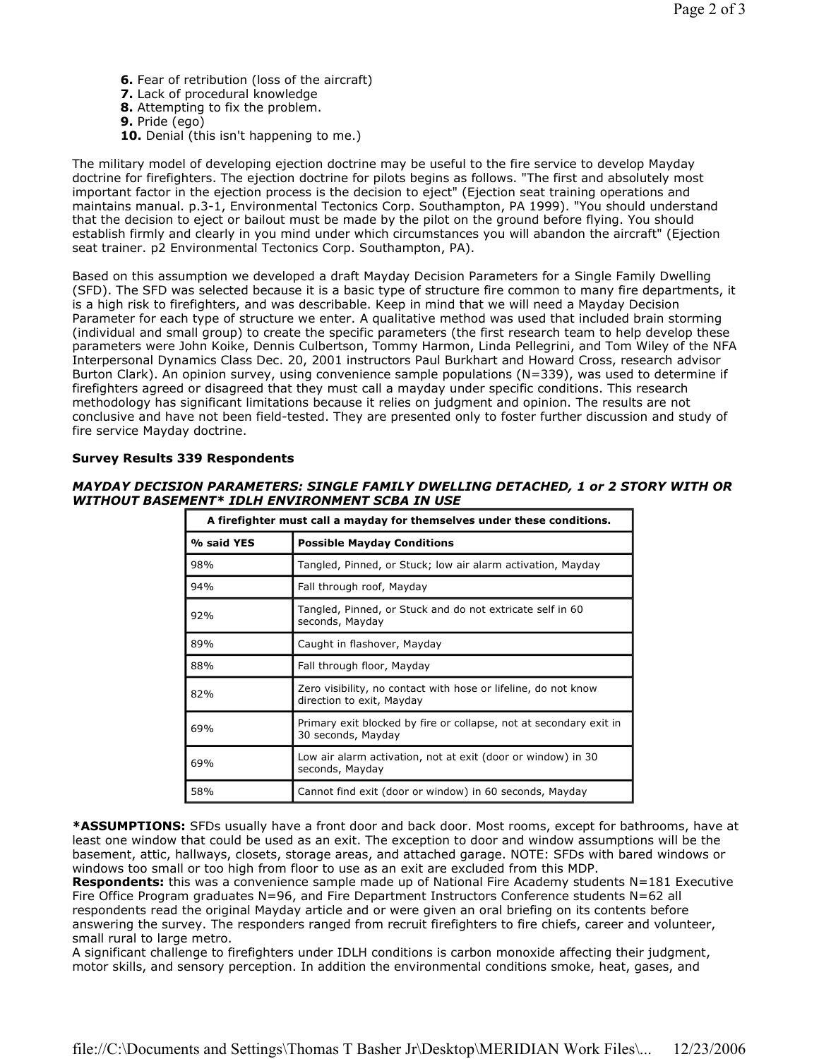6. Fear of retribution (loss of the aircraft)
7. Lack of procedural knowledge
8. Attempting to fix the problem.
9. Pride (ego)
10. Denial (this isn't happening to me.)

The military model of developing ejection doctrine may be useful to the fire service to develop Mayday doctrine for firefighters. The ejection doctrine for pilots begins as follows. "The first and absolutely most important factor in the ejection process is the decision to eject" (Ejection seat training operations and maintains manual. p.3-1, Environmental Tectonics Corp. Southampton, PA 1999). "You should understand that the decision to eject or bailout must be made by the pilot on the ground before flying. You should establish firmly and clearly in you mind under which circumstances you will abandon the aircraft" (Ejection seat trainer. p2 Environmental Tectonics Corp. Southampton, PA).

Based on this assumption we developed a draft Mayday Decision Parameters for a Single Family Dwelling (SFD). The SFD was selected because it is a basic type of structure fire common to many fire departments, it is a high risk to firefighters, and was describable. Keep in mind that we will need a Mayday Decision Parameter for each type of structure we enter. A qualitative method was used that included brain storming (individual and small group) to create the specific parameters (the first research team to help develop these parameters were John Koike, Dennis Culbertson, Tommy Harmon, Linda Pellegrini, and Tom Wiley of the NFA Interpersonal Dynamics Class Dec. 20, 2001 instructors Paul Burkhart and Howard Cross, research advisor Burton Clark). An opinion survey, using convenience sample populations (N=339), was used to determine if firefighters agreed or disagreed that they must call a mayday under specific conditions. This research methodology has significant limitations because it relies on judgment and opinion. The results are not conclusive and have not been field-tested. They are presented only to foster further discussion and study of fire service Mayday doctrine.

**Survey Results 339 Respondents**

***MAYDAY DECISION PARAMETERS: SINGLE FAMILY DWELLING DETACHED, 1 or 2 STORY WITH OR WITHOUT BASEMENT* IDLH ENVIRONMENT SCBA IN USE***

| A firefighter must call a mayday for themselves under these conditions. | |
|---|---|
| **% said YES** | **Possible Mayday Conditions** |
| 98% | Tangled, Pinned, or Stuck; low air alarm activation, Mayday |
| 94% | Fall through roof, Mayday |
| 92% | Tangled, Pinned, or Stuck and do not extricate self in 60 seconds, Mayday |
| 89% | Caught in flashover, Mayday |
| 88% | Fall through floor, Mayday |
| 82% | Zero visibility, no contact with hose or lifeline, do not know direction to exit, Mayday |
| 69% | Primary exit blocked by fire or collapse, not at secondary exit in 30 seconds, Mayday |
| 69% | Low air alarm activation, not at exit (door or window) in 30 seconds, Mayday |
| 58% | Cannot find exit (door or window) in 60 seconds, Mayday |

***ASSUMPTIONS:** SFDs usually have a front door and back door. Most rooms, except for bathrooms, have at least one window that could be used as an exit. The exception to door and window assumptions will be the basement, attic, hallways, closets, storage areas, and attached garage. NOTE: SFDs with bared windows or windows too small or too high from floor to use as an exit are excluded from this MDP.
**Respondents:** this was a convenience sample made up of National Fire Academy students N=181 Executive Fire Office Program graduates N=96, and Fire Department Instructors Conference students N=62 all respondents read the original Mayday article and or were given an oral briefing on its contents before answering the survey. The responders ranged from recruit firefighters to fire chiefs, career and volunteer, small rural to large metro.
A significant challenge to firefighters under IDLH conditions is carbon monoxide affecting their judgment, motor skills, and sensory perception. In addition the environmental conditions smoke, heat, gases, and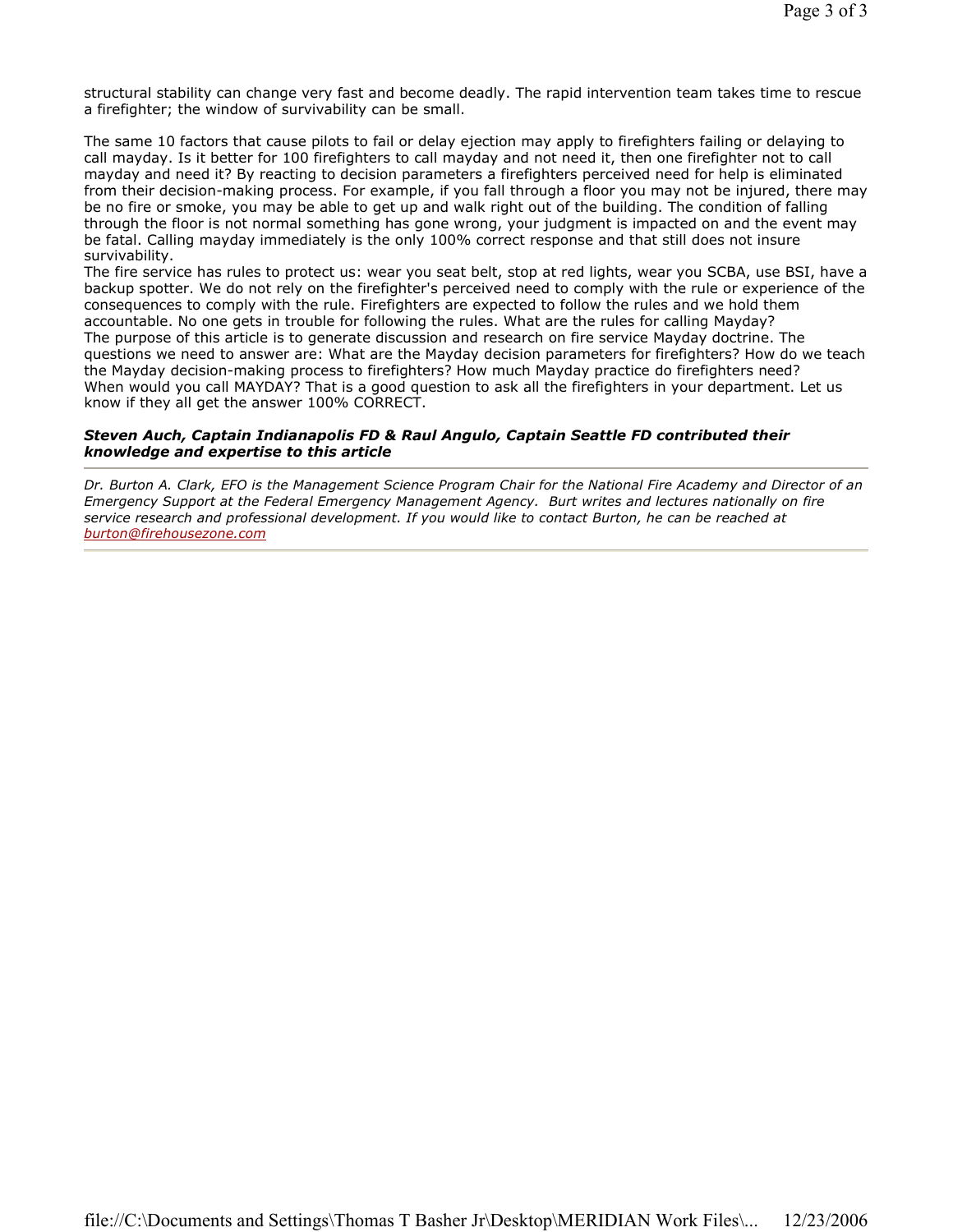structural stability can change very fast and become deadly. The rapid intervention team takes time to rescue a firefighter; the window of survivability can be small.

The same 10 factors that cause pilots to fail or delay ejection may apply to firefighters failing or delaying to call mayday. Is it better for 100 firefighters to call mayday and not need it, then one firefighter not to call mayday and need it? By reacting to decision parameters a firefighters perceived need for help is eliminated from their decision-making process. For example, if you fall through a floor you may not be injured, there may be no fire or smoke, you may be able to get up and walk right out of the building. The condition of falling through the floor is not normal something has gone wrong, your judgment is impacted on and the event may be fatal. Calling mayday immediately is the only 100% correct response and that still does not insure survivability.

The fire service has rules to protect us: wear you seat belt, stop at red lights, wear you SCBA, use BSI, have a backup spotter. We do not rely on the firefighter's perceived need to comply with the rule or experience of the consequences to comply with the rule. Firefighters are expected to follow the rules and we hold them accountable. No one gets in trouble for following the rules. What are the rules for calling Mayday?

The purpose of this article is to generate discussion and research on fire service Mayday doctrine. The questions we need to answer are: What are the Mayday decision parameters for firefighters? How do we teach the Mayday decision-making process to firefighters? How much Mayday practice do firefighters need?

When would you call MAYDAY? That is a good question to ask all the firefighters in your department. Let us know if they all get the answer 100% CORRECT.

***Steven Auch, Captain Indianapolis FD & Raul Angulo, Captain Seattle FD contributed their knowledge and expertise to this article***

---

*Dr. Burton A. Clark, EFO is the Management Science Program Chair for the National Fire Academy and Director of an Emergency Support at the Federal Emergency Management Agency. Burt writes and lectures nationally on fire service research and professional development. If you would like to contact Burton, he can be reached at burton@firehousezone.com*

---